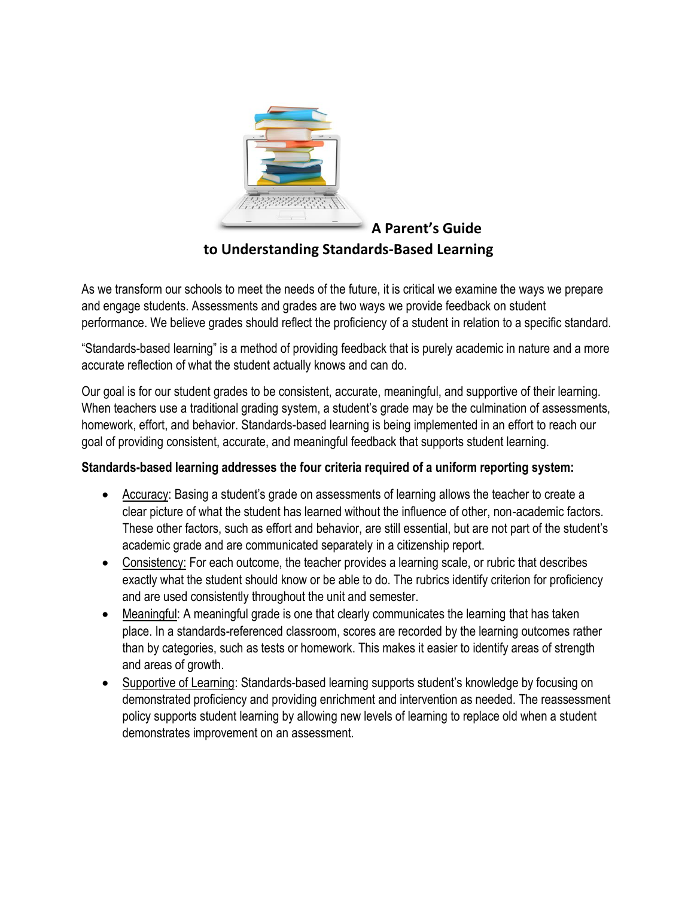# A Parent's Guide to Understanding Standards-Based Learning

As we transform our schools to meet the needs of the future, it is critical we examine the ways we prepare and engage students. Assessments and grades are two ways we provide feedback on student performance. We believe grades should reflect the proficiency of a student in relation to a specific standard.

"Standards-based learning" is a method of providing feedback that is purely academic in nature and a more accurate reflection of what the student actually knows and can do.

Our goal is for our student grades to be consistent, accurate, meaningful, and supportive of their learning. When teachers use a traditional grading system, a student's grade may be the culmination of assessments, homework, effort, and behavior. Standards-based learning is being implemented in an effort to reach our goal of providing consistent, accurate, and meaningful feedback that supports student learning.

**Standards-based learning addresses the four criteria required of a uniform reporting system:**

- Accuracy: Basing a student's grade on assessments of learning allows the teacher to create a clear picture of what the student has learned without the influence of other, non-academic factors. These other factors, such as effort and behavior, are still essential, but are not part of the student's academic grade and are communicated separately in a citizenship report.
- Consistency: For each outcome, the teacher provides a learning scale, or rubric that describes exactly what the student should know or be able to do. The rubrics identify criterion for proficiency and are used consistently throughout the unit and semester.
- Meaningful: A meaningful grade is one that clearly communicates the learning that has taken place. In a standards-referenced classroom, scores are recorded by the learning outcomes rather than by categories, such as tests or homework. This makes it easier to identify areas of strength and areas of growth.
- Supportive of Learning: Standards-based learning supports student's knowledge by focusing on demonstrated proficiency and providing enrichment and intervention as needed. The reassessment policy supports student learning by allowing new levels of learning to replace old when a student demonstrates improvement on an assessment.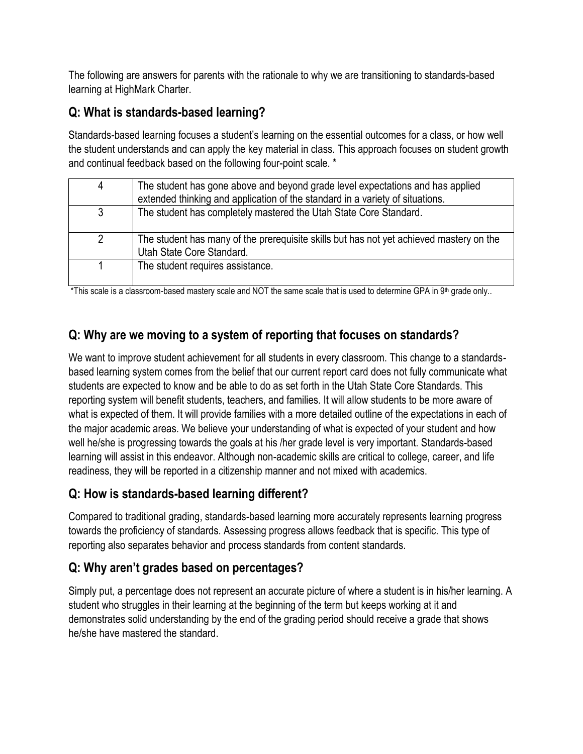The following are answers for parents with the rationale to why we are transitioning to standards-based learning at HighMark Charter.

## Q: What is standards-based learning?

Standards-based learning focuses a student's learning on the essential outcomes for a class, or how well the student understands and can apply the key material in class. This approach focuses on student growth and continual feedback based on the following four-point scale. *

| | |
|---|---|
| 4 | The student has gone above and beyond grade level expectations and has applied extended thinking and application of the standard in a variety of situations. |
| 3 | The student has completely mastered the Utah State Core Standard. |
| 2 | The student has many of the prerequisite skills but has not yet achieved mastery on the Utah State Core Standard. |
| 1 | The student requires assistance. |

*This scale is a classroom-based mastery scale and NOT the same scale that is used to determine GPA in 9th grade only..

## Q: Why are we moving to a system of reporting that focuses on standards?

We want to improve student achievement for all students in every classroom. This change to a standards-based learning system comes from the belief that our current report card does not fully communicate what students are expected to know and be able to do as set forth in the Utah State Core Standards. This reporting system will benefit students, teachers, and families. It will allow students to be more aware of what is expected of them. It will provide families with a more detailed outline of the expectations in each of the major academic areas. We believe your understanding of what is expected of your student and how well he/she is progressing towards the goals at his /her grade level is very important. Standards-based learning will assist in this endeavor. Although non-academic skills are critical to college, career, and life readiness, they will be reported in a citizenship manner and not mixed with academics.

## Q: How is standards-based learning different?

Compared to traditional grading, standards-based learning more accurately represents learning progress towards the proficiency of standards. Assessing progress allows feedback that is specific. This type of reporting also separates behavior and process standards from content standards.

## Q: Why aren't grades based on percentages?

Simply put, a percentage does not represent an accurate picture of where a student is in his/her learning. A student who struggles in their learning at the beginning of the term but keeps working at it and demonstrates solid understanding by the end of the grading period should receive a grade that shows he/she have mastered the standard.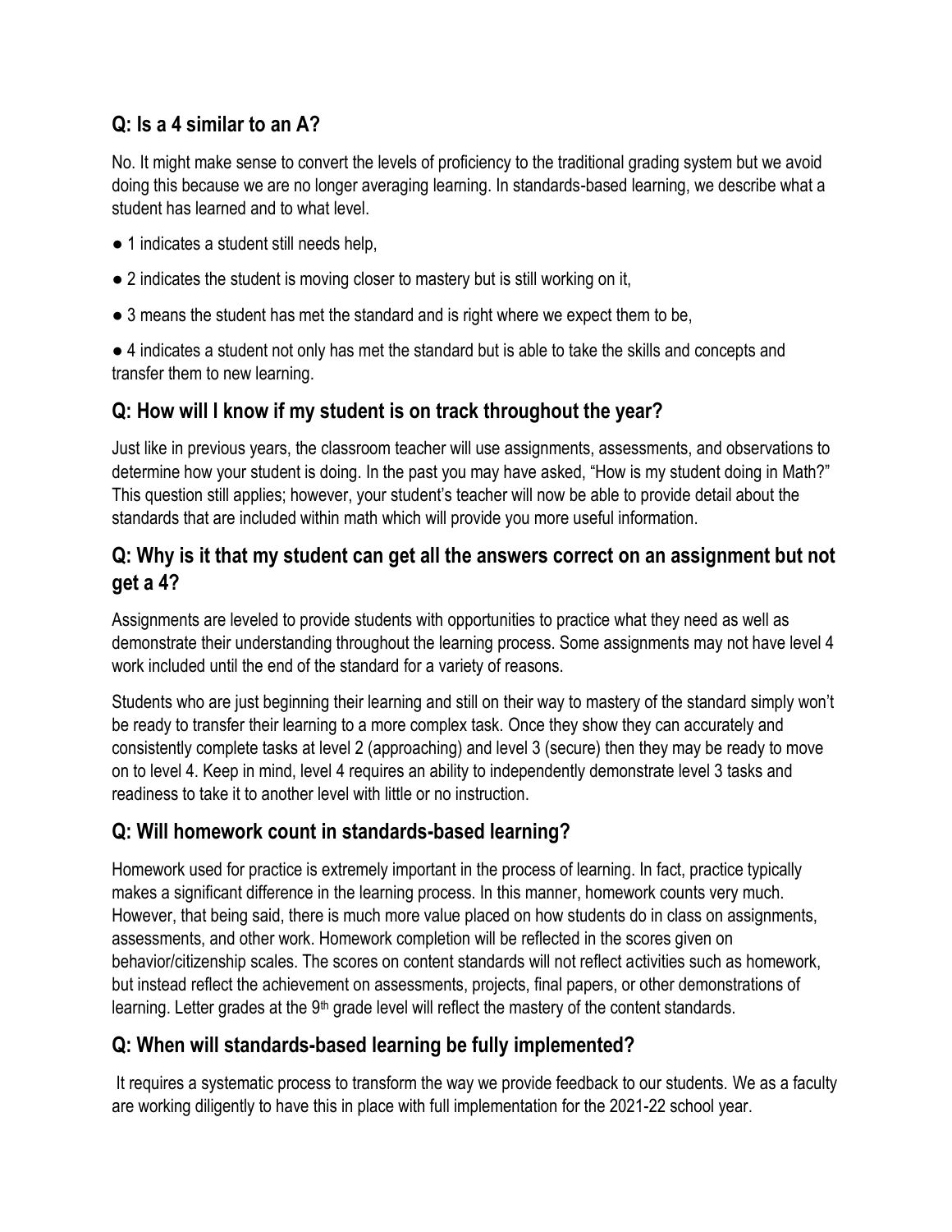## Q: Is a 4 similar to an A?

No. It might make sense to convert the levels of proficiency to the traditional grading system but we avoid doing this because we are no longer averaging learning. In standards-based learning, we describe what a student has learned and to what level.

- 1 indicates a student still needs help,
- 2 indicates the student is moving closer to mastery but is still working on it,
- 3 means the student has met the standard and is right where we expect them to be,
- 4 indicates a student not only has met the standard but is able to take the skills and concepts and transfer them to new learning.

## Q: How will I know if my student is on track throughout the year?

Just like in previous years, the classroom teacher will use assignments, assessments, and observations to determine how your student is doing. In the past you may have asked, "How is my student doing in Math?" This question still applies; however, your student's teacher will now be able to provide detail about the standards that are included within math which will provide you more useful information.

## Q: Why is it that my student can get all the answers correct on an assignment but not get a 4?

Assignments are leveled to provide students with opportunities to practice what they need as well as demonstrate their understanding throughout the learning process. Some assignments may not have level 4 work included until the end of the standard for a variety of reasons.

Students who are just beginning their learning and still on their way to mastery of the standard simply won't be ready to transfer their learning to a more complex task. Once they show they can accurately and consistently complete tasks at level 2 (approaching) and level 3 (secure) then they may be ready to move on to level 4. Keep in mind, level 4 requires an ability to independently demonstrate level 3 tasks and readiness to take it to another level with little or no instruction.

## Q: Will homework count in standards-based learning?

Homework used for practice is extremely important in the process of learning. In fact, practice typically makes a significant difference in the learning process. In this manner, homework counts very much. However, that being said, there is much more value placed on how students do in class on assignments, assessments, and other work. Homework completion will be reflected in the scores given on behavior/citizenship scales. The scores on content standards will not reflect activities such as homework, but instead reflect the achievement on assessments, projects, final papers, or other demonstrations of learning. Letter grades at the 9th grade level will reflect the mastery of the content standards.

## Q: When will standards-based learning be fully implemented?

It requires a systematic process to transform the way we provide feedback to our students. We as a faculty are working diligently to have this in place with full implementation for the 2021-22 school year.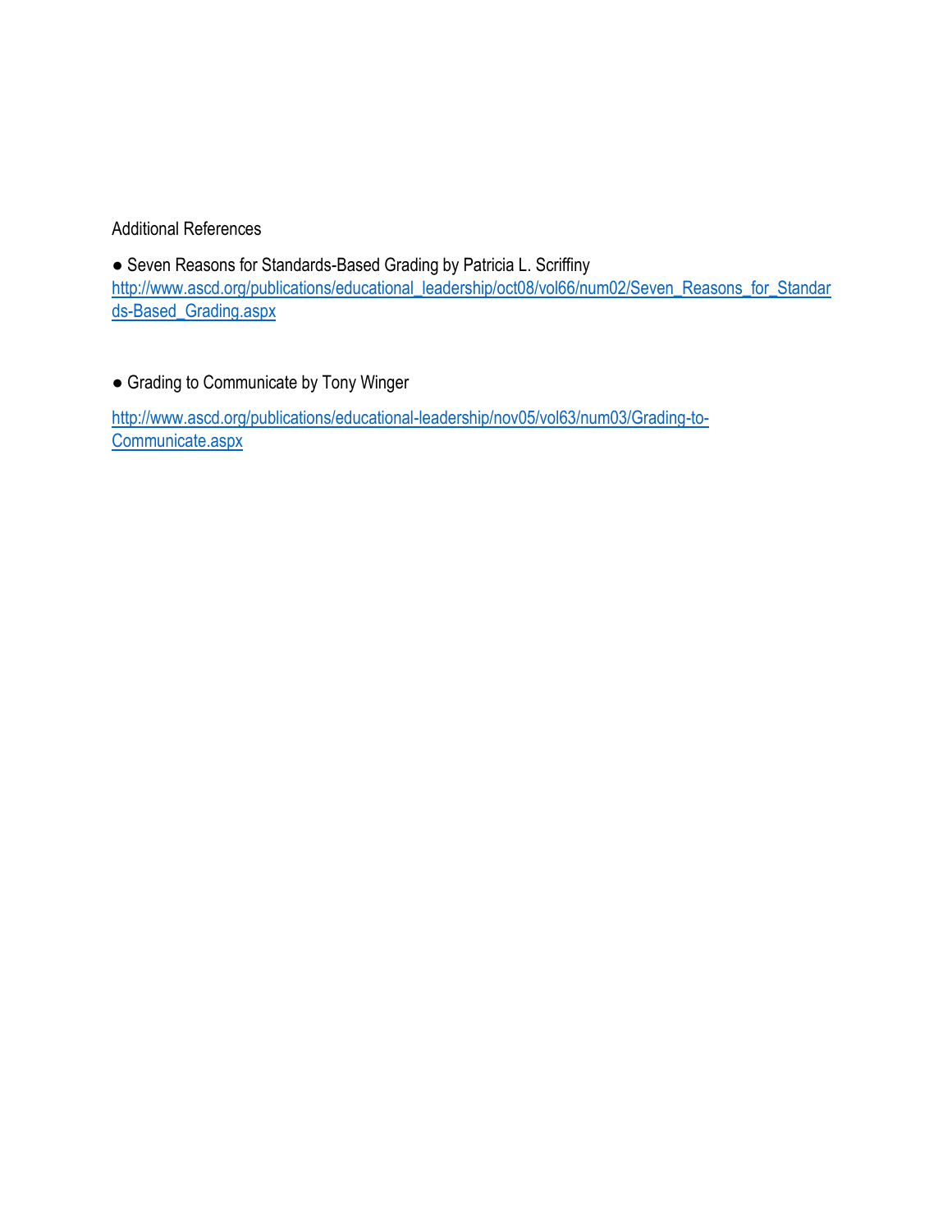Additional References

- Seven Reasons for Standards-Based Grading by Patricia L. Scriffiny
  http://www.ascd.org/publications/educational_leadership/oct08/vol66/num02/Seven_Reasons_for_Standards-Based_Grading.aspx

- Grading to Communicate by Tony Winger

  http://www.ascd.org/publications/educational-leadership/nov05/vol63/num03/Grading-to-Communicate.aspx